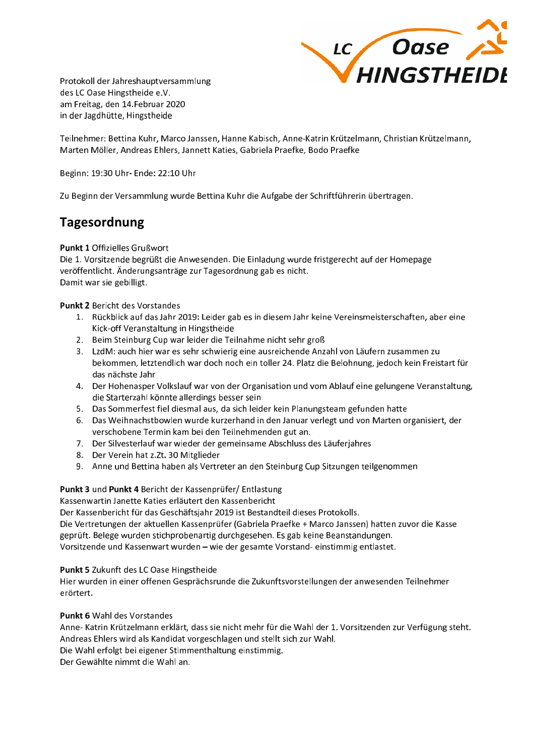Protokoll der Jahreshauptversammlung
des LC Oase Hingstheide e.V.
am Freitag, den 14.Februar 2020
in der Jagdhütte, Hingstheide

Teilnehmer: Bettina Kuhr, Marco Janssen, Hanne Kabisch, Anne-Katrin Krützelmann, Christian Krützelmann, Marten Möller, Andreas Ehlers, Jannett Katies, Gabriela Praefke, Bodo Praefke

Beginn: 19:30 Uhr- Ende: 22:10 Uhr

Zu Beginn der Versammlung wurde Bettina Kuhr die Aufgabe der Schriftführerin übertragen.

## Tagesordnung

**Punkt 1** Offizielles Grußwort
Die 1. Vorsitzende begrüßt die Anwesenden. Die Einladung wurde fristgerecht auf der Homepage veröffentlicht. Änderungsanträge zur Tagesordnung gab es nicht.
Damit war sie gebilligt.

**Punkt 2** Bericht des Vorstandes

1. Rückblick auf das Jahr 2019: Leider gab es in diesem Jahr keine Vereinsmeisterschaften, aber eine Kick-off Veranstaltung in Hingstheide
2. Beim Steinburg Cup war leider die Teilnahme nicht sehr groß
3. LzdM: auch hier war es sehr schwierig eine ausreichende Anzahl von Läufern zusammen zu bekommen, letztendlich war doch noch ein toller 24. Platz die Belohnung, jedoch kein Freistart für das nächste Jahr
4. Der Hohenasper Volkslauf war von der Organisation und vom Ablauf eine gelungene Veranstaltung, die Starterzahl könnte allerdings besser sein
5. Das Sommerfest fiel diesmal aus, da sich leider kein Planungsteam gefunden hatte
6. Das Weihnachtsbowlen wurde kurzerhand in den Januar verlegt und von Marten organisiert, der verschobene Termin kam bei den Teilnehmenden gut an.
7. Der Silvesterlauf war wieder der gemeinsame Abschluss des Läuferjahres
8. Der Verein hat z.Zt. 30 Mitglieder
9. Anne und Bettina haben als Vertreter an den Steinburg Cup Sitzungen teilgenommen

**Punkt 3** und **Punkt 4** Bericht der Kassenprüfer/ Entlastung
Kassenwartin Janette Katies erläutert den Kassenbericht
Der Kassenbericht für das Geschäftsjahr 2019 ist Bestandteil dieses Protokolls.
Die Vertretungen der aktuellen Kassenprüfer (Gabriela Praefke + Marco Janssen) hatten zuvor die Kasse geprüft. Belege wurden stichprobenartig durchgesehen. Es gab keine Beanstandungen.
Vorsitzende und Kassenwart wurden – wie der gesamte Vorstand- einstimmig entlastet.

**Punkt 5** Zukunft des LC Oase Hingstheide
Hier wurden in einer offenen Gesprächsrunde die Zukunftsvorstellungen der anwesenden Teilnehmer erörtert.

**Punkt 6** Wahl des Vorstandes
Anne- Katrin Krützelmann erklärt, dass sie nicht mehr für die Wahl der 1. Vorsitzenden zur Verfügung steht.
Andreas Ehlers wird als Kandidat vorgeschlagen und stellt sich zur Wahl.
Die Wahl erfolgt bei eigener Stimmenthaltung einstimmig.
Der Gewählte nimmt die Wahl an.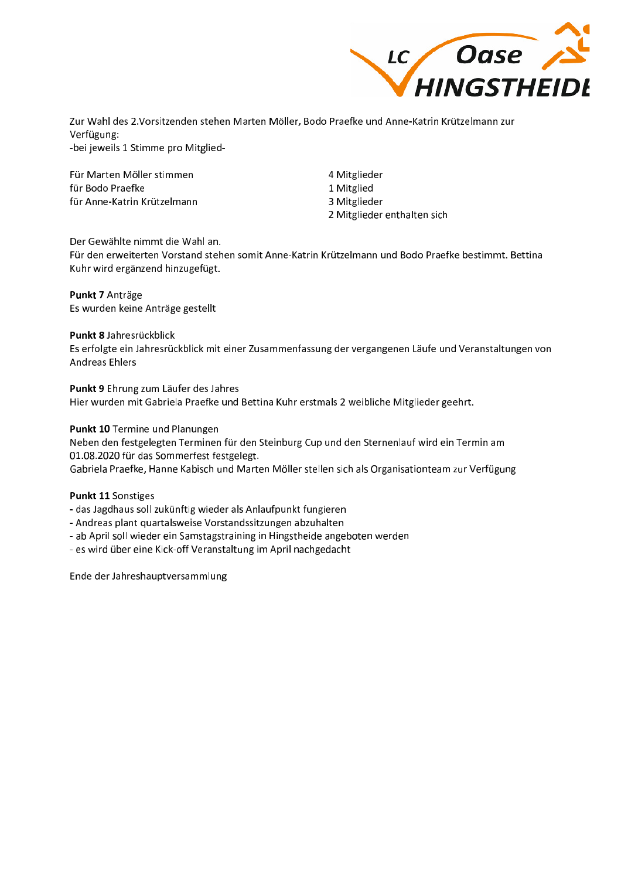Zur Wahl des 2.Vorsitzenden stehen Marten Möller, Bodo Praefke und Anne-Katrin Krützelmann zur Verfügung:
-bei jeweils 1 Stimme pro Mitglied-

| | |
|---|---|
| Für Marten Möller stimmen | 4 Mitglieder |
| für Bodo Praefke | 1 Mitglied |
| für Anne-Katrin Krützelmann | 3 Mitglieder |
| | 2 Mitglieder enthalten sich |

Der Gewählte nimmt die Wahl an.
Für den erweiterten Vorstand stehen somit Anne-Katrin Krützelmann und Bodo Praefke bestimmt. Bettina Kuhr wird ergänzend hinzugefügt.

**Punkt 7** Anträge
Es wurden keine Anträge gestellt

**Punkt 8** Jahresrückblick
Es erfolgte ein Jahresrückblick mit einer Zusammenfassung der vergangenen Läufe und Veranstaltungen von Andreas Ehlers

**Punkt 9** Ehrung zum Läufer des Jahres
Hier wurden mit Gabriela Praefke und Bettina Kuhr erstmals 2 weibliche Mitglieder geehrt.

**Punkt 10** Termine und Planungen
Neben den festgelegten Terminen für den Steinburg Cup und den Sternenlauf wird ein Termin am 01.08.2020 für das Sommerfest festgelegt.
Gabriela Praefke, Hanne Kabisch und Marten Möller stellen sich als Organisationteam zur Verfügung

**Punkt 11** Sonstiges
- das Jagdhaus soll zukünftig wieder als Anlaufpunkt fungieren
- Andreas plant quartalsweise Vorstandssitzungen abzuhalten
- ab April soll wieder ein Samstagstraining in Hingstheide angeboten werden
- es wird über eine Kick-off Veranstaltung im April nachgedacht

Ende der Jahreshauptversammlung